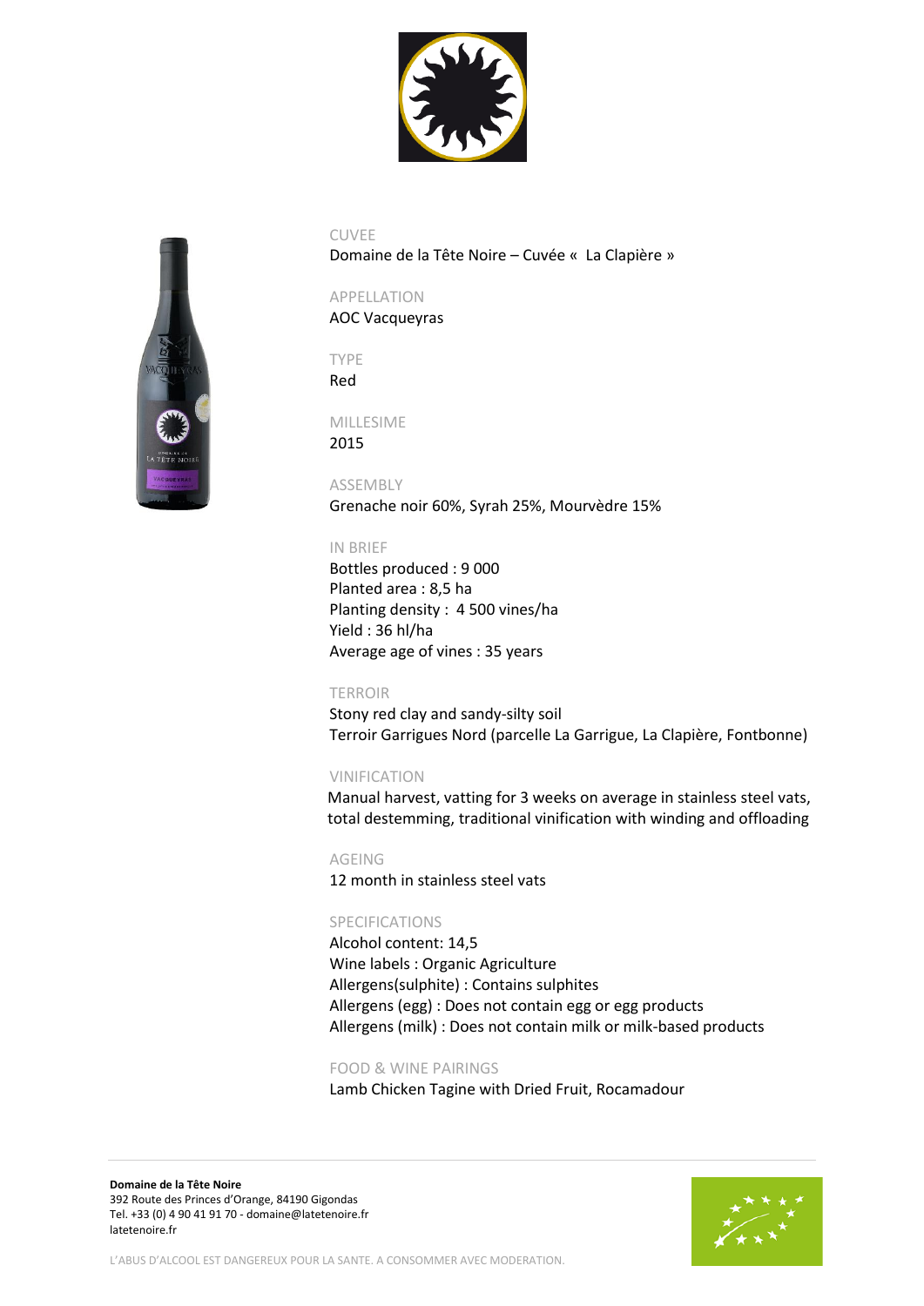CUVEE

Domaine de la Tête Noire – Cuvée « La Clapière »

APPELLATION

AOC Vacqueyras

TYPE

Red

MILLESIME

2015

ASSEMBLY

Grenache noir 60%, Syrah 25%, Mourvèdre 15%

IN BRIEF

Bottles produced : 9 000
Planted area : 8,5 ha
Planting density : 4 500 vines/ha
Yield : 36 hl/ha
Average age of vines : 35 years

TERROIR

Stony red clay and sandy-silty soil
Terroir Garrigues Nord (parcelle La Garrigue, La Clapière, Fontbonne)

VINIFICATION

Manual harvest, vatting for 3 weeks on average in stainless steel vats, total destemming, traditional vinification with winding and offloading

AGEING

12 month in stainless steel vats

SPECIFICATIONS

Alcohol content: 14,5
Wine labels : Organic Agriculture
Allergens(sulphite) : Contains sulphites
Allergens (egg) : Does not contain egg or egg products
Allergens (milk) : Does not contain milk or milk-based products

FOOD & WINE PAIRINGS

Lamb Chicken Tagine with Dried Fruit, Rocamadour

**Domaine de la Tête Noire**
392 Route des Princes d'Orange, 84190 Gigondas
Tel. +33 (0) 4 90 41 91 70 - domaine@latetenoire.fr
latetenoire.fr

L'ABUS D'ALCOOL EST DANGEREUX POUR LA SANTE. A CONSOMMER AVEC MODERATION.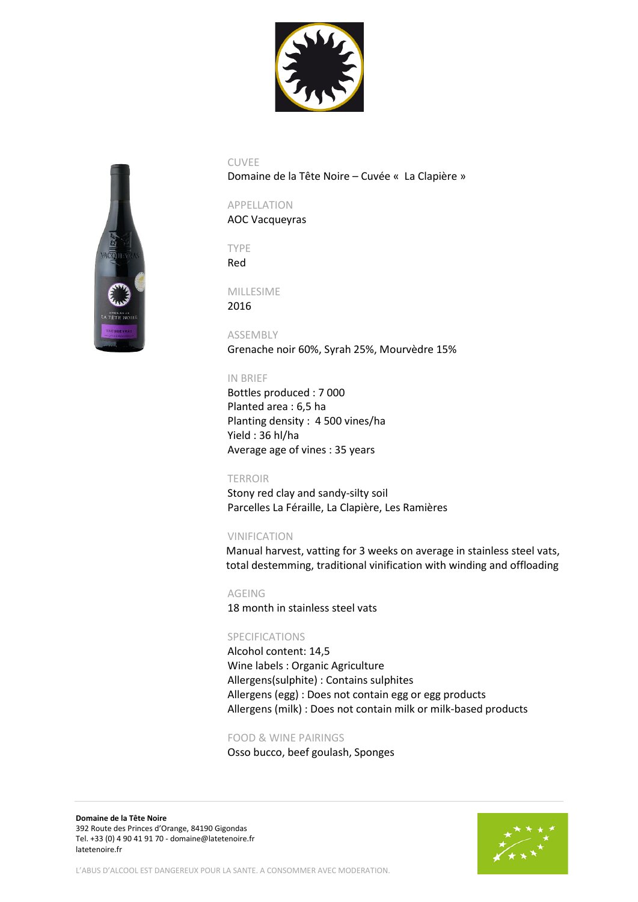CUVEE

Domaine de la Tête Noire – Cuvée « La Clapière »

APPELLATION

AOC Vacqueyras

TYPE

Red

MILLESIME

2016

ASSEMBLY

Grenache noir 60%, Syrah 25%, Mourvèdre 15%

IN BRIEF

Bottles produced : 7 000
Planted area : 6,5 ha
Planting density : 4 500 vines/ha
Yield : 36 hl/ha
Average age of vines : 35 years

TERROIR

Stony red clay and sandy-silty soil
Parcelles La Féraille, La Clapière, Les Ramières

VINIFICATION

Manual harvest, vatting for 3 weeks on average in stainless steel vats, total destemming, traditional vinification with winding and offloading

AGEING

18 month in stainless steel vats

SPECIFICATIONS

Alcohol content: 14,5
Wine labels : Organic Agriculture
Allergens(sulphite) : Contains sulphites
Allergens (egg) : Does not contain egg or egg products
Allergens (milk) : Does not contain milk or milk-based products

FOOD & WINE PAIRINGS

Osso bucco, beef goulash, Sponges

**Domaine de la Tête Noire**
392 Route des Princes d'Orange, 84190 Gigondas
Tel. +33 (0) 4 90 41 91 70 - domaine@latetenoire.fr
latetenoire.fr

L'ABUS D'ALCOOL EST DANGEREUX POUR LA SANTE. A CONSOMMER AVEC MODERATION.